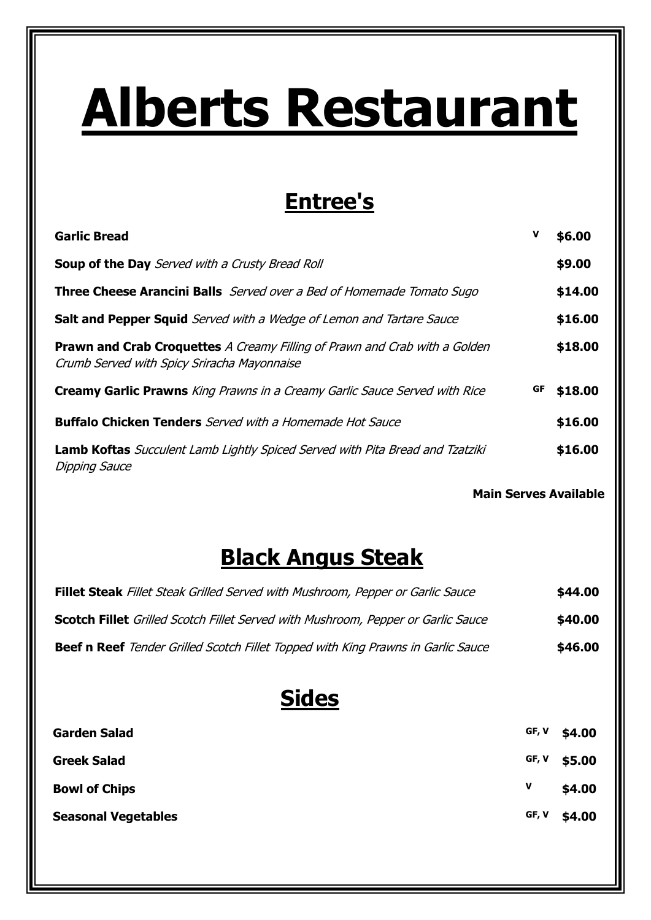# Alberts Restaurant

## Entree's

| Item | Dietary | Price |
|---|---|---|
| **Garlic Bread** | V | $6.00 |
| **Soup of the Day** *Served with a Crusty Bread Roll* | | $9.00 |
| **Three Cheese Arancini Balls** *Served over a Bed of Homemade Tomato Sugo* | | $14.00 |
| **Salt and Pepper Squid** *Served with a Wedge of Lemon and Tartare Sauce* | | $16.00 |
| **Prawn and Crab Croquettes** *A Creamy Filling of Prawn and Crab with a Golden Crumb Served with Spicy Sriracha Mayonnaise* | | $18.00 |
| **Creamy Garlic Prawns** *King Prawns in a Creamy Garlic Sauce Served with Rice* | GF | $18.00 |
| **Buffalo Chicken Tenders** *Served with a Homemade Hot Sauce* | | $16.00 |
| **Lamb Koftas** *Succulent Lamb Lightly Spiced Served with Pita Bread and Tzatziki Dipping Sauce* | | $16.00 |

**Main Serves Available**

## Black Angus Steak

| Item | Price |
|---|---|
| **Fillet Steak** *Fillet Steak Grilled Served with Mushroom, Pepper or Garlic Sauce* | $44.00 |
| **Scotch Fillet** *Grilled Scotch Fillet Served with Mushroom, Pepper or Garlic Sauce* | $40.00 |
| **Beef n Reef** *Tender Grilled Scotch Fillet Topped with King Prawns in Garlic Sauce* | $46.00 |

## Sides

| Item | Dietary | Price |
|---|---|---|
| **Garden Salad** | GF, V | $4.00 |
| **Greek Salad** | GF, V | $5.00 |
| **Bowl of Chips** | V | $4.00 |
| **Seasonal Vegetables** | GF, V | $4.00 |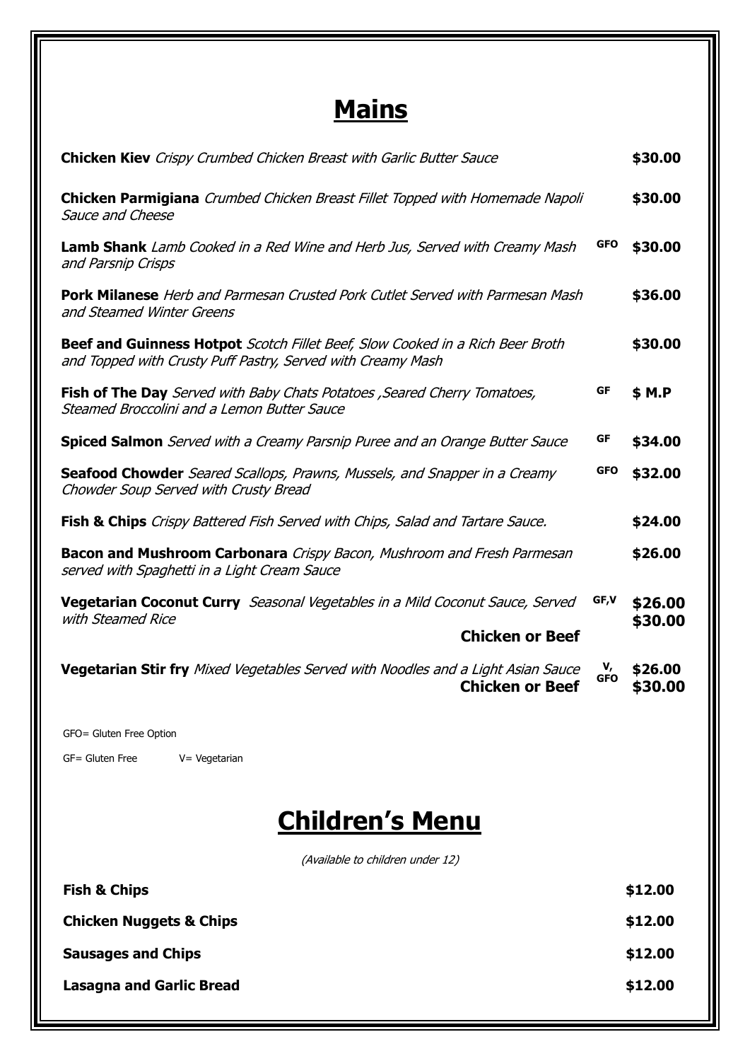# Mains

| Item | Dietary | Price |
|---|---|---|
| **Chicken Kiev** *Crispy Crumbed Chicken Breast with Garlic Butter Sauce* | | **$30.00** |
| **Chicken Parmigiana** *Crumbed Chicken Breast Fillet Topped with Homemade Napoli Sauce and Cheese* | | **$30.00** |
| **Lamb Shank** *Lamb Cooked in a Red Wine and Herb Jus, Served with Creamy Mash and Parsnip Crisps* | **GFO** | **$30.00** |
| **Pork Milanese** *Herb and Parmesan Crusted Pork Cutlet Served with Parmesan Mash and Steamed Winter Greens* | | **$36.00** |
| **Beef and Guinness Hotpot** *Scotch Fillet Beef, Slow Cooked in a Rich Beer Broth and Topped with Crusty Puff Pastry, Served with Creamy Mash* | | **$30.00** |
| **Fish of The Day** *Served with Baby Chats Potatoes ,Seared Cherry Tomatoes, Steamed Broccolini and a Lemon Butter Sauce* | **GF** | **$ M.P** |
| **Spiced Salmon** *Served with a Creamy Parsnip Puree and an Orange Butter Sauce* | **GF** | **$34.00** |
| **Seafood Chowder** *Seared Scallops, Prawns, Mussels, and Snapper in a Creamy Chowder Soup Served with Crusty Bread* | **GFO** | **$32.00** |
| **Fish & Chips** *Crispy Battered Fish Served with Chips, Salad and Tartare Sauce.* | | **$24.00** |
| **Bacon and Mushroom Carbonara** *Crispy Bacon, Mushroom and Fresh Parmesan served with Spaghetti in a Light Cream Sauce* | | **$26.00** |
| **Vegetarian Coconut Curry** *Seasonal Vegetables in a Mild Coconut Sauce, Served with Steamed Rice* | **GF,V** | **$26.00** |
| **Chicken or Beef** | | **$30.00** |
| **Vegetarian Stir fry** *Mixed Vegetables Served with Noodles and a Light Asian Sauce* | **V, GFO** | **$26.00** |
| **Chicken or Beef** | | **$30.00** |

GFO= Gluten Free Option

GF= Gluten Free V= Vegetarian

# Children's Menu

*(Available to children under 12)*

| Item | Price |
|---|---|
| **Fish & Chips** | **$12.00** |
| **Chicken Nuggets & Chips** | **$12.00** |
| **Sausages and Chips** | **$12.00** |
| **Lasagna and Garlic Bread** | **$12.00** |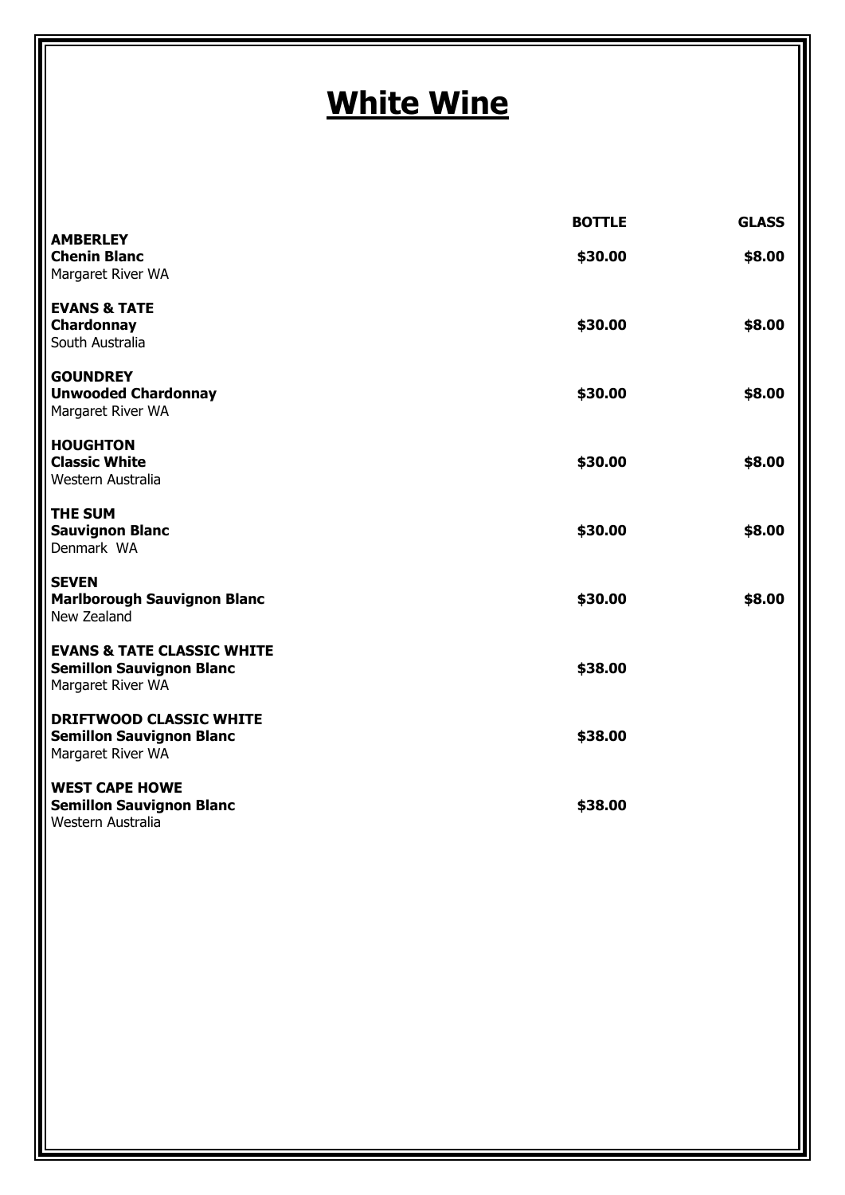# White Wine

| | BOTTLE | GLASS |
|---|---|---|
| **AMBERLEY**<br>**Chenin Blanc**<br>Margaret River WA | **$30.00** | **$8.00** |
| **EVANS & TATE**<br>**Chardonnay**<br>South Australia | **$30.00** | **$8.00** |
| **GOUNDREY**<br>**Unwooded Chardonnay**<br>Margaret River WA | **$30.00** | **$8.00** |
| **HOUGHTON**<br>**Classic White**<br>Western Australia | **$30.00** | **$8.00** |
| **THE SUM**<br>**Sauvignon Blanc**<br>Denmark WA | **$30.00** | **$8.00** |
| **SEVEN**<br>**Marlborough Sauvignon Blanc**<br>New Zealand | **$30.00** | **$8.00** |
| **EVANS & TATE CLASSIC WHITE**<br>**Semillon Sauvignon Blanc**<br>Margaret River WA | **$38.00** | |
| **DRIFTWOOD CLASSIC WHITE**<br>**Semillon Sauvignon Blanc**<br>Margaret River WA | **$38.00** | |
| **WEST CAPE HOWE**<br>**Semillon Sauvignon Blanc**<br>Western Australia | **$38.00** | |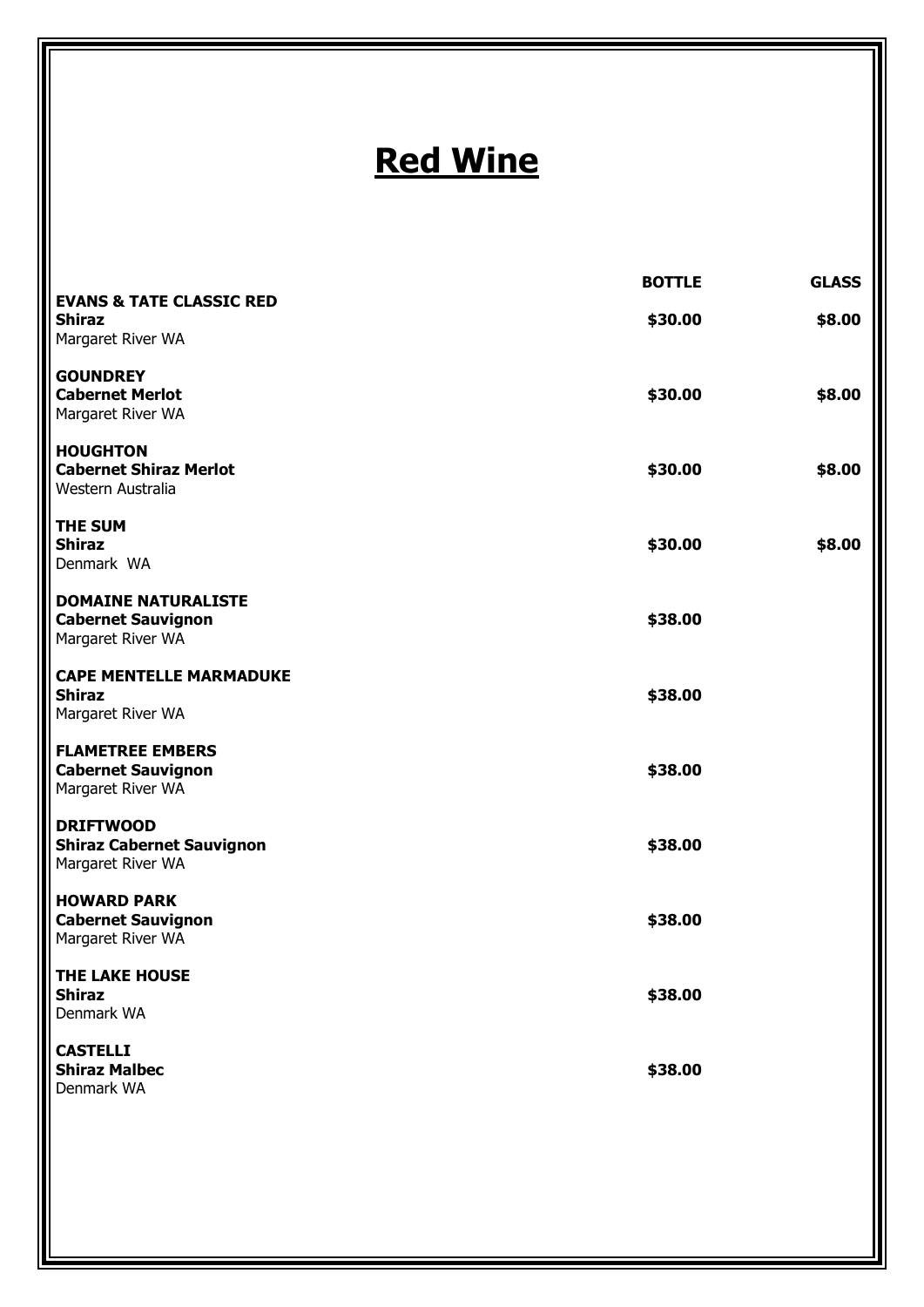# Red Wine

| | BOTTLE | GLASS |
|---|---|---|
| **EVANS & TATE CLASSIC RED**<br>**Shiraz**<br>Margaret River WA | **\$30.00** | **\$8.00** |
| **GOUNDREY**<br>**Cabernet Merlot**<br>Margaret River WA | **\$30.00** | **\$8.00** |
| **HOUGHTON**<br>**Cabernet Shiraz Merlot**<br>Western Australia | **\$30.00** | **\$8.00** |
| **THE SUM**<br>**Shiraz**<br>Denmark WA | **\$30.00** | **\$8.00** |
| **DOMAINE NATURALISTE**<br>**Cabernet Sauvignon**<br>Margaret River WA | **\$38.00** | |
| **CAPE MENTELLE MARMADUKE**<br>**Shiraz**<br>Margaret River WA | **\$38.00** | |
| **FLAMETREE EMBERS**<br>**Cabernet Sauvignon**<br>Margaret River WA | **\$38.00** | |
| **DRIFTWOOD**<br>**Shiraz Cabernet Sauvignon**<br>Margaret River WA | **\$38.00** | |
| **HOWARD PARK**<br>**Cabernet Sauvignon**<br>Margaret River WA | **\$38.00** | |
| **THE LAKE HOUSE**<br>**Shiraz**<br>Denmark WA | **\$38.00** | |
| **CASTELLI**<br>**Shiraz Malbec**<br>Denmark WA | **\$38.00** | |